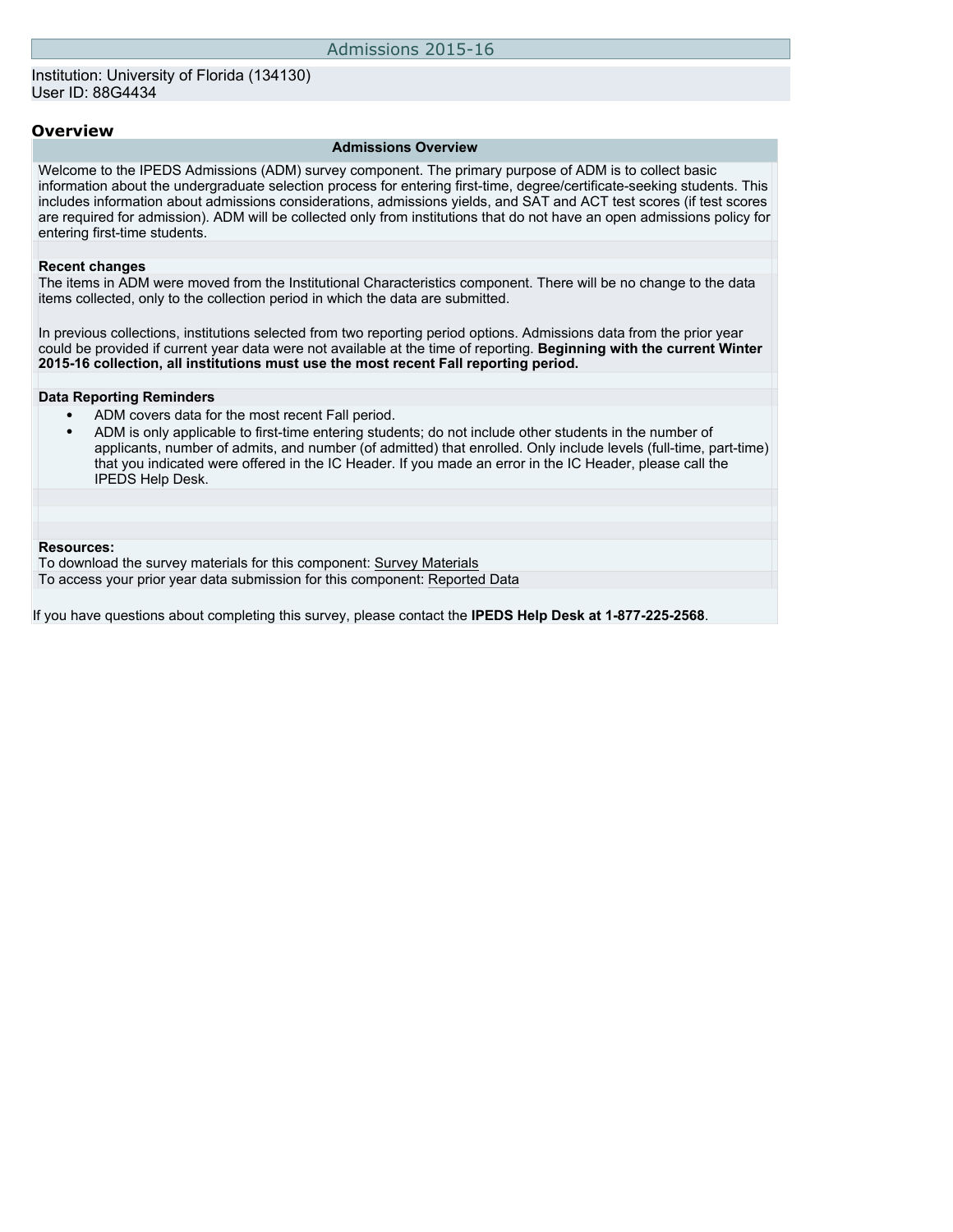# Admissions 2015-16

Institution: University of Florida (134130)
User ID: 88G4434

## Overview

### Admissions Overview

Welcome to the IPEDS Admissions (ADM) survey component. The primary purpose of ADM is to collect basic information about the undergraduate selection process for entering first-time, degree/certificate-seeking students. This includes information about admissions considerations, admissions yields, and SAT and ACT test scores (if test scores are required for admission). ADM will be collected only from institutions that do not have an open admissions policy for entering first-time students.

**Recent changes**

The items in ADM were moved from the Institutional Characteristics component. There will be no change to the data items collected, only to the collection period in which the data are submitted.

In previous collections, institutions selected from two reporting period options. Admissions data from the prior year could be provided if current year data were not available at the time of reporting. **Beginning with the current Winter 2015-16 collection, all institutions must use the most recent Fall reporting period.**

**Data Reporting Reminders**

- ADM covers data for the most recent Fall period.
- ADM is only applicable to first-time entering students; do not include other students in the number of applicants, number of admits, and number (of admitted) that enrolled. Only include levels (full-time, part-time) that you indicated were offered in the IC Header. If you made an error in the IC Header, please call the IPEDS Help Desk.

**Resources:**

To download the survey materials for this component: Survey Materials

To access your prior year data submission for this component: Reported Data

If you have questions about completing this survey, please contact the **IPEDS Help Desk at 1-877-225-2568**.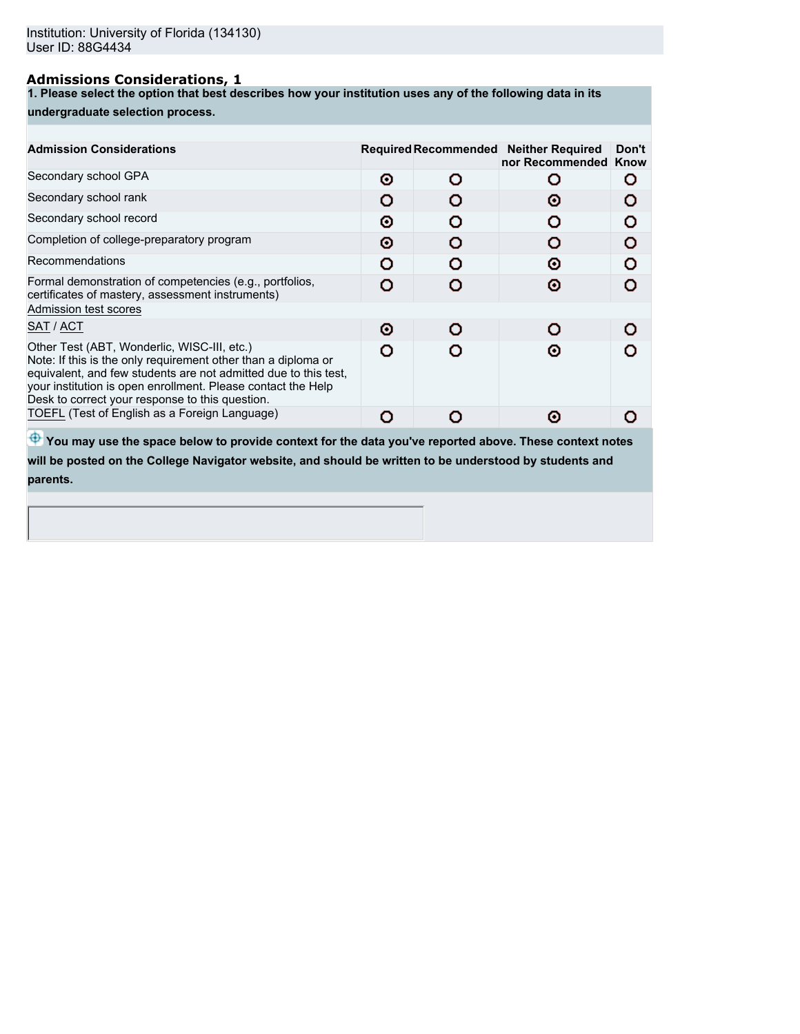Institution: University of Florida (134130)
User ID: 88G4434

## Admissions Considerations, 1

**1. Please select the option that best describes how your institution uses any of the following data in its undergraduate selection process.**

| Admission Considerations | Required | Recommended | Neither Required nor Recommended | Don't Know |
|---|---|---|---|---|
| Secondary school GPA | ⊙ | O | O | O |
| Secondary school rank | O | O | ⊙ | O |
| Secondary school record | ⊙ | O | O | O |
| Completion of college-preparatory program | ⊙ | O | O | O |
| Recommendations | O | O | ⊙ | O |
| Formal demonstration of competencies (e.g., portfolios, certificates of mastery, assessment instruments) | O | O | ⊙ | O |
| Admission test scores | | | | |
| SAT / ACT | ⊙ | O | O | O |
| Other Test (ABT, Wonderlic, WISC-III, etc.) Note: If this is the only requirement other than a diploma or equivalent, and few students are not admitted due to this test, your institution is open enrollment. Please contact the Help Desk to correct your response to this question. | O | O | ⊙ | O |
| TOEFL (Test of English as a Foreign Language) | O | O | ⊙ | O |

**You may use the space below to provide context for the data you've reported above. These context notes will be posted on the College Navigator website, and should be written to be understood by students and parents.**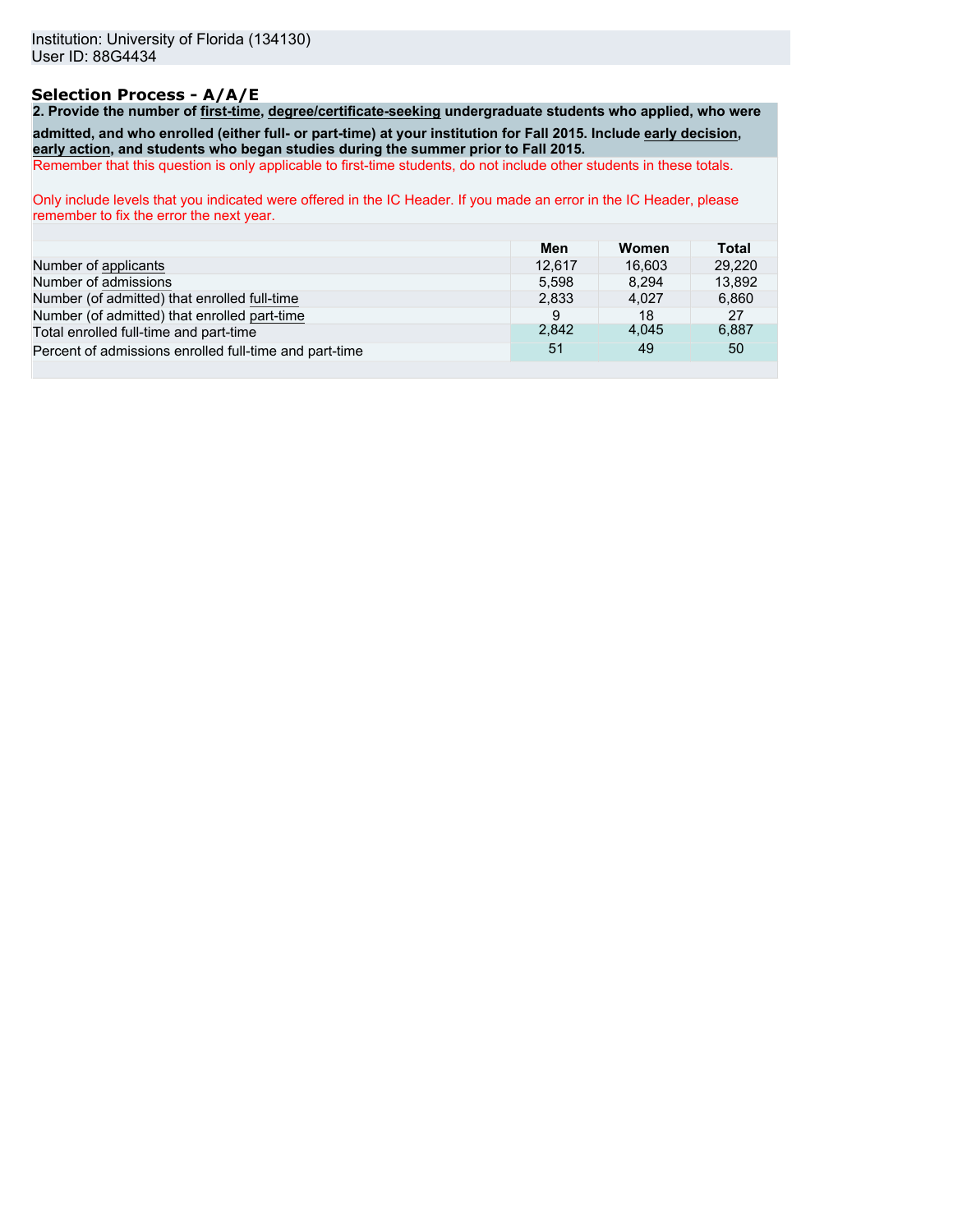Institution: University of Florida (134130)
User ID: 88G4434

## Selection Process - A/A/E

**2. Provide the number of first-time, degree/certificate-seeking undergraduate students who applied, who were admitted, and who enrolled (either full- or part-time) at your institution for Fall 2015. Include early decision, early action, and students who began studies during the summer prior to Fall 2015.**

Remember that this question is only applicable to first-time students, do not include other students in these totals.

Only include levels that you indicated were offered in the IC Header. If you made an error in the IC Header, please remember to fix the error the next year.

| | Men | Women | Total |
|---|---|---|---|
| Number of applicants | 12,617 | 16,603 | 29,220 |
| Number of admissions | 5,598 | 8,294 | 13,892 |
| Number (of admitted) that enrolled full-time | 2,833 | 4,027 | 6,860 |
| Number (of admitted) that enrolled part-time | 9 | 18 | 27 |
| Total enrolled full-time and part-time | 2,842 | 4,045 | 6,887 |
| Percent of admissions enrolled full-time and part-time | 51 | 49 | 50 |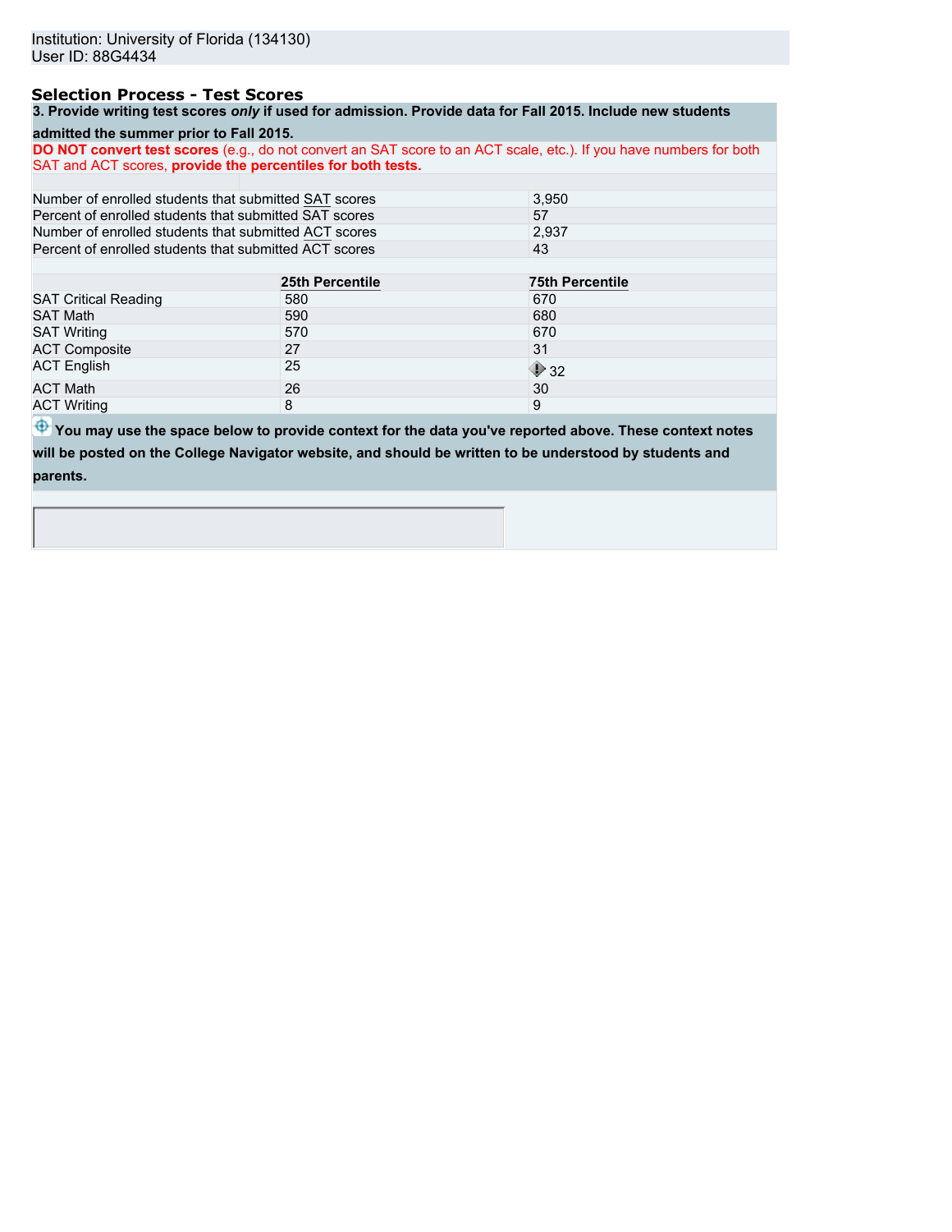Institution: University of Florida (134130)
User ID: 88G4434

## Selection Process - Test Scores

**3. Provide writing test scores *only* if used for admission. Provide data for Fall 2015. Include new students admitted the summer prior to Fall 2015.**

**DO NOT convert test scores** (e.g., do not convert an SAT score to an ACT scale, etc.). If you have numbers for both SAT and ACT scores, **provide the percentiles for both tests.**

| | |
|---|---|
| Number of enrolled students that submitted SAT scores | 3,950 |
| Percent of enrolled students that submitted SAT scores | 57 |
| Number of enrolled students that submitted ACT scores | 2,937 |
| Percent of enrolled students that submitted ACT scores | 43 |

| | 25th Percentile | 75th Percentile |
|---|---|---|
| SAT Critical Reading | 580 | 670 |
| SAT Math | 590 | 680 |
| SAT Writing | 570 | 670 |
| ACT Composite | 27 | 31 |
| ACT English | 25 | 32 |
| ACT Math | 26 | 30 |
| ACT Writing | 8 | 9 |

**You may use the space below to provide context for the data you've reported above. These context notes will be posted on the College Navigator website, and should be written to be understood by students and parents.**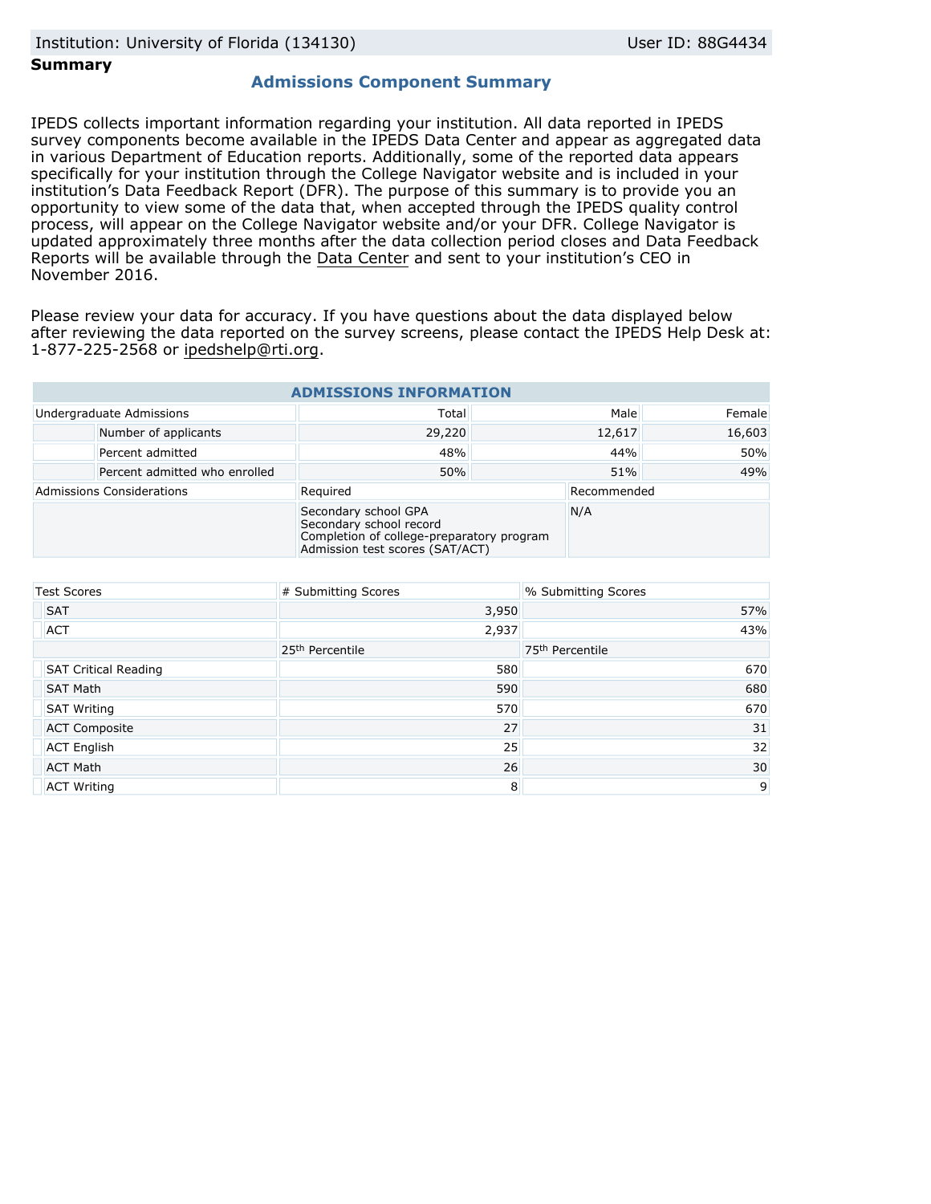Institution: University of Florida (134130) User ID: 88G4434

**Summary**

## Admissions Component Summary

IPEDS collects important information regarding your institution. All data reported in IPEDS survey components become available in the IPEDS Data Center and appear as aggregated data in various Department of Education reports. Additionally, some of the reported data appears specifically for your institution through the College Navigator website and is included in your institution's Data Feedback Report (DFR). The purpose of this summary is to provide you an opportunity to view some of the data that, when accepted through the IPEDS quality control process, will appear on the College Navigator website and/or your DFR. College Navigator is updated approximately three months after the data collection period closes and Data Feedback Reports will be available through the Data Center and sent to your institution's CEO in November 2016.

Please review your data for accuracy. If you have questions about the data displayed below after reviewing the data reported on the survey screens, please contact the IPEDS Help Desk at: 1-877-225-2568 or ipedshelp@rti.org.

### ADMISSIONS INFORMATION

| Undergraduate Admissions | Total | Male | Female |
|---|---|---|---|
| Number of applicants | 29,220 | 12,617 | 16,603 |
| Percent admitted | 48% | 44% | 50% |
| Percent admitted who enrolled | 50% | 51% | 49% |

| Admissions Considerations | Required | Recommended |
|---|---|---|
| | Secondary school GPA<br>Secondary school record<br>Completion of college-preparatory program<br>Admission test scores (SAT/ACT) | N/A |

| Test Scores | # Submitting Scores | % Submitting Scores |
|---|---|---|
| SAT | 3,950 | 57% |
| ACT | 2,937 | 43% |
| | 25th Percentile | 75th Percentile |
| SAT Critical Reading | 580 | 670 |
| SAT Math | 590 | 680 |
| SAT Writing | 570 | 670 |
| ACT Composite | 27 | 31 |
| ACT English | 25 | 32 |
| ACT Math | 26 | 30 |
| ACT Writing | 8 | 9 |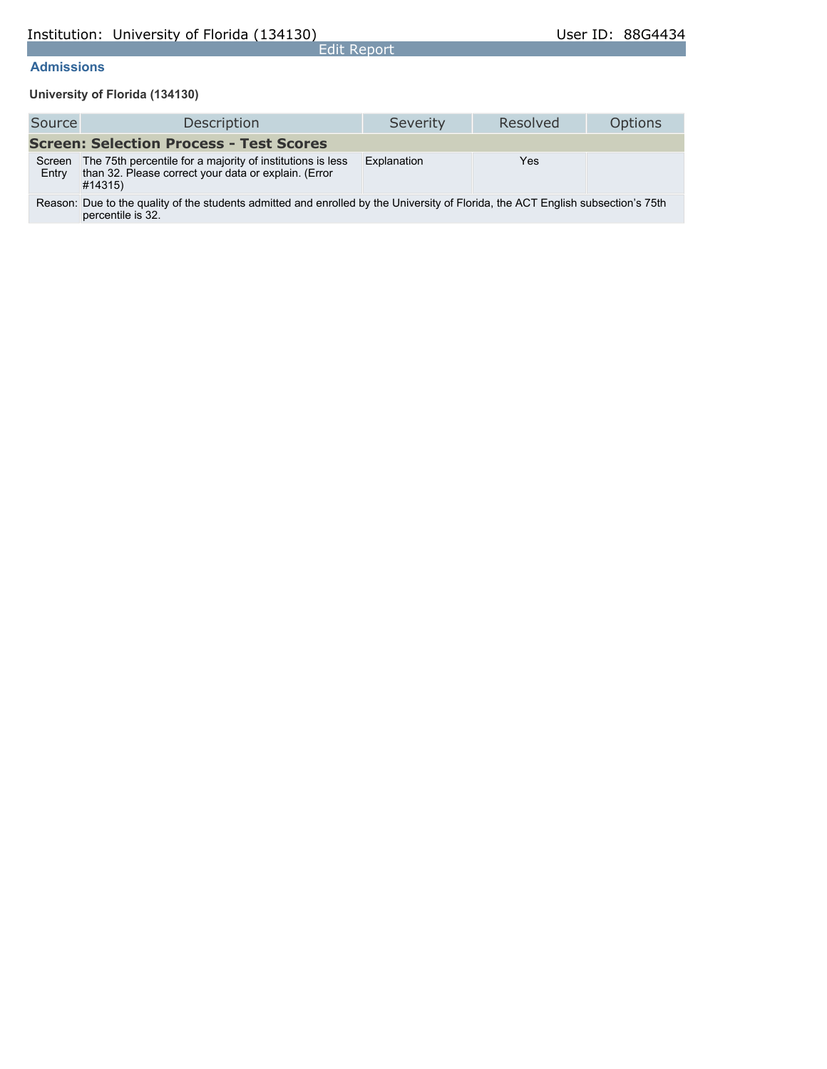Institution: University of Florida (134130) User ID: 88G4434

Edit Report

## Admissions

**University of Florida (134130)**

| Source | Description | Severity | Resolved | Options |
|---|---|---|---|---|
| **Screen: Selection Process - Test Scores** | | | | |
| Screen Entry | The 75th percentile for a majority of institutions is less than 32. Please correct your data or explain. (Error #14315) | Explanation | Yes | |
| Reason: | Due to the quality of the students admitted and enrolled by the University of Florida, the ACT English subsection's 75th percentile is 32. | | | |